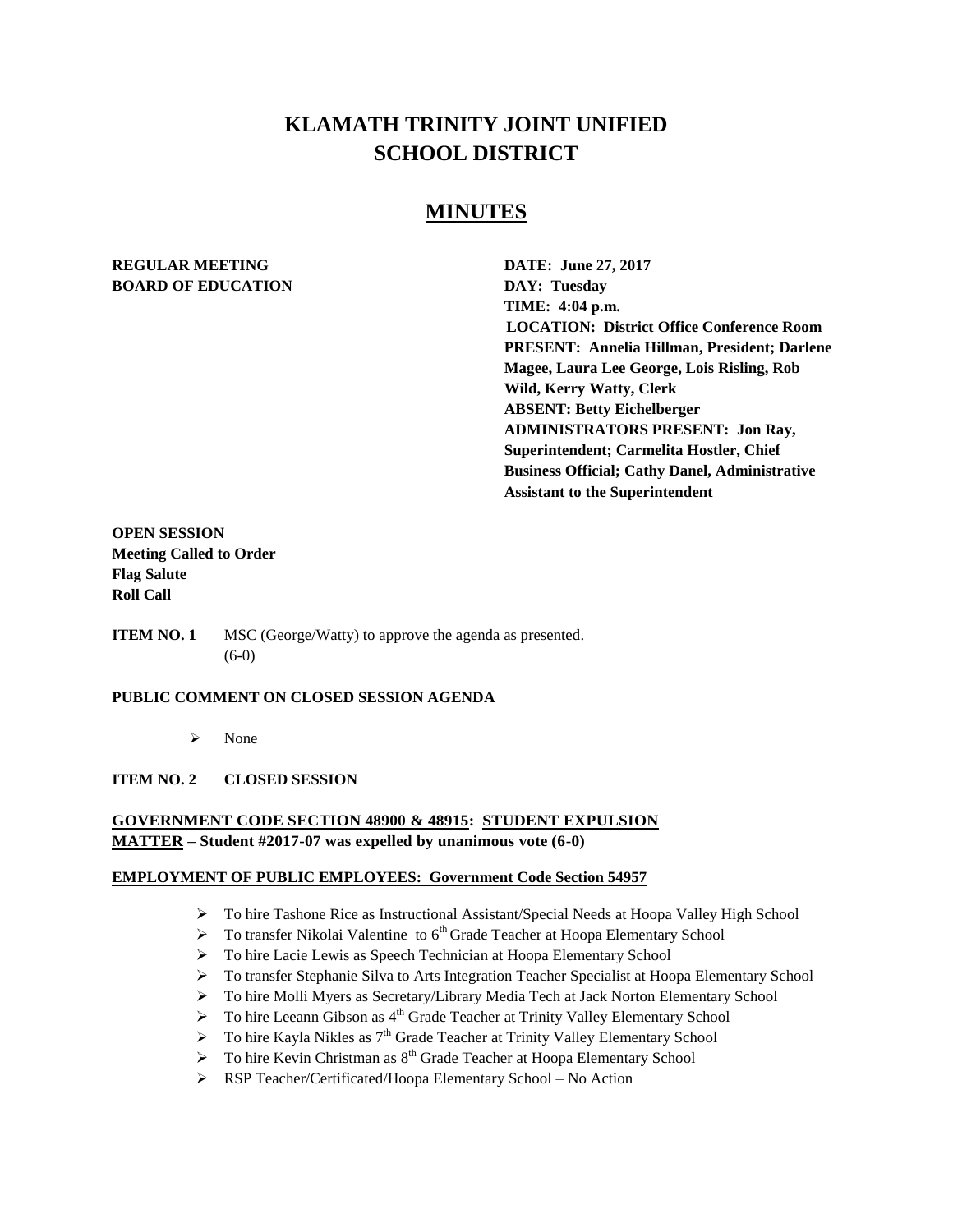# KLAMATH TRINITY JOINT UNIFIED SCHOOL DISTRICT

## MINUTES

**REGULAR MEETING**
**BOARD OF EDUCATION**

**DATE: June 27, 2017**
**DAY: Tuesday**
**TIME: 4:04 p.m.**
**LOCATION: District Office Conference Room**
**PRESENT: Annelia Hillman, President; Darlene Magee, Laura Lee George, Lois Risling, Rob Wild, Kerry Watty, Clerk**
**ABSENT: Betty Eichelberger**
**ADMINISTRATORS PRESENT: Jon Ray, Superintendent; Carmelita Hostler, Chief Business Official; Cathy Danel, Administrative Assistant to the Superintendent**

**OPEN SESSION**
**Meeting Called to Order**
**Flag Salute**
**Roll Call**

**ITEM NO. 1** MSC (George/Watty) to approve the agenda as presented. (6-0)

**PUBLIC COMMENT ON CLOSED SESSION AGENDA**

- None

**ITEM NO. 2 CLOSED SESSION**

**GOVERNMENT CODE SECTION 48900 & 48915: STUDENT EXPULSION MATTER – Student #2017-07 was expelled by unanimous vote (6-0)**

**EMPLOYMENT OF PUBLIC EMPLOYEES: Government Code Section 54957**

- To hire Tashone Rice as Instructional Assistant/Special Needs at Hoopa Valley High School
- To transfer Nikolai Valentine to 6th Grade Teacher at Hoopa Elementary School
- To hire Lacie Lewis as Speech Technician at Hoopa Elementary School
- To transfer Stephanie Silva to Arts Integration Teacher Specialist at Hoopa Elementary School
- To hire Molli Myers as Secretary/Library Media Tech at Jack Norton Elementary School
- To hire Leeann Gibson as 4th Grade Teacher at Trinity Valley Elementary School
- To hire Kayla Nikles as 7th Grade Teacher at Trinity Valley Elementary School
- To hire Kevin Christman as 8th Grade Teacher at Hoopa Elementary School
- RSP Teacher/Certificated/Hoopa Elementary School – No Action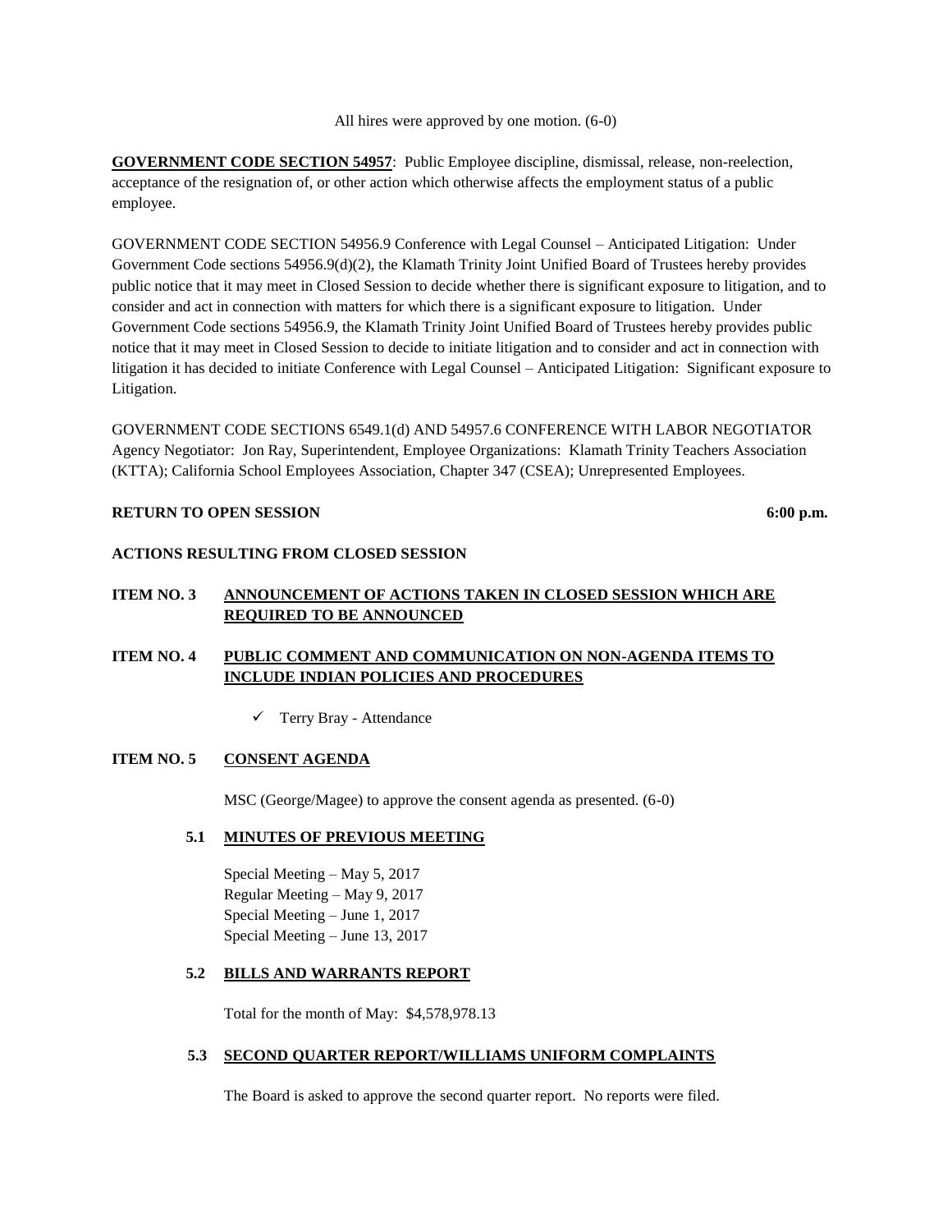All hires were approved by one motion. (6-0)

**GOVERNMENT CODE SECTION 54957**: Public Employee discipline, dismissal, release, non-reelection, acceptance of the resignation of, or other action which otherwise affects the employment status of a public employee.

GOVERNMENT CODE SECTION 54956.9 Conference with Legal Counsel – Anticipated Litigation: Under Government Code sections 54956.9(d)(2), the Klamath Trinity Joint Unified Board of Trustees hereby provides public notice that it may meet in Closed Session to decide whether there is significant exposure to litigation, and to consider and act in connection with matters for which there is a significant exposure to litigation. Under Government Code sections 54956.9, the Klamath Trinity Joint Unified Board of Trustees hereby provides public notice that it may meet in Closed Session to decide to initiate litigation and to consider and act in connection with litigation it has decided to initiate Conference with Legal Counsel – Anticipated Litigation: Significant exposure to Litigation.

GOVERNMENT CODE SECTIONS 6549.1(d) AND 54957.6 CONFERENCE WITH LABOR NEGOTIATOR Agency Negotiator: Jon Ray, Superintendent, Employee Organizations: Klamath Trinity Teachers Association (KTTA); California School Employees Association, Chapter 347 (CSEA); Unrepresented Employees.

**RETURN TO OPEN SESSION** **6:00 p.m.**

**ACTIONS RESULTING FROM CLOSED SESSION**

**ITEM NO. 3 ANNOUNCEMENT OF ACTIONS TAKEN IN CLOSED SESSION WHICH ARE REQUIRED TO BE ANNOUNCED**

**ITEM NO. 4 PUBLIC COMMENT AND COMMUNICATION ON NON-AGENDA ITEMS TO INCLUDE INDIAN POLICIES AND PROCEDURES**

- ✓ Terry Bray - Attendance

**ITEM NO. 5 CONSENT AGENDA**

MSC (George/Magee) to approve the consent agenda as presented. (6-0)

**5.1 MINUTES OF PREVIOUS MEETING**

Special Meeting – May 5, 2017
Regular Meeting – May 9, 2017
Special Meeting – June 1, 2017
Special Meeting – June 13, 2017

**5.2 BILLS AND WARRANTS REPORT**

Total for the month of May: $4,578,978.13

**5.3 SECOND QUARTER REPORT/WILLIAMS UNIFORM COMPLAINTS**

The Board is asked to approve the second quarter report. No reports were filed.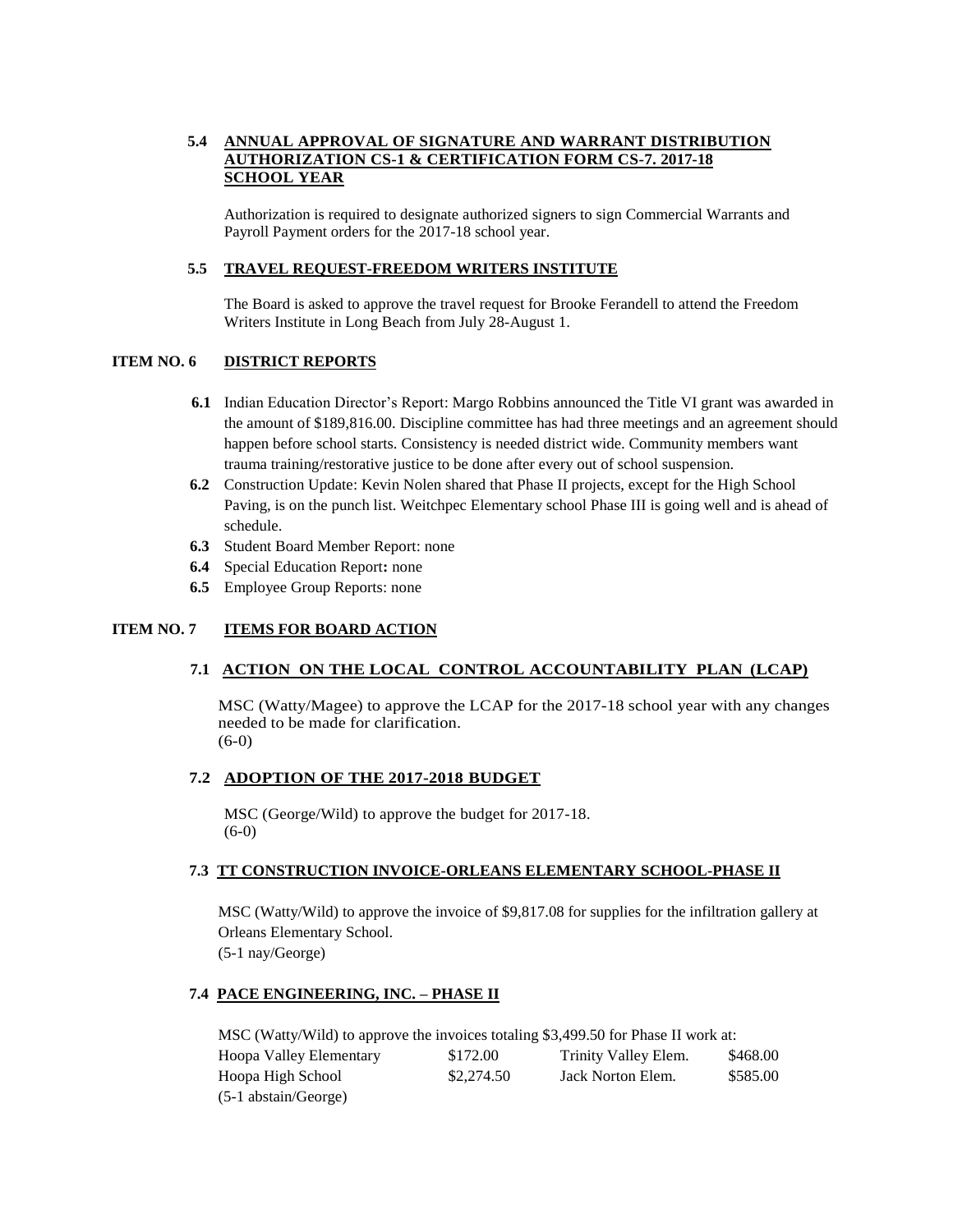**5.4 ANNUAL APPROVAL OF SIGNATURE AND WARRANT DISTRIBUTION AUTHORIZATION CS-1 & CERTIFICATION FORM CS-7. 2017-18 SCHOOL YEAR**

Authorization is required to designate authorized signers to sign Commercial Warrants and Payroll Payment orders for the 2017-18 school year.

**5.5 TRAVEL REQUEST-FREEDOM WRITERS INSTITUTE**

The Board is asked to approve the travel request for Brooke Ferandell to attend the Freedom Writers Institute in Long Beach from July 28-August 1.

## ITEM NO. 6 DISTRICT REPORTS

- **6.1** Indian Education Director's Report: Margo Robbins announced the Title VI grant was awarded in the amount of $189,816.00. Discipline committee has had three meetings and an agreement should happen before school starts. Consistency is needed district wide. Community members want trauma training/restorative justice to be done after every out of school suspension.
- **6.2** Construction Update: Kevin Nolen shared that Phase II projects, except for the High School Paving, is on the punch list. Weitchpec Elementary school Phase III is going well and is ahead of schedule.
- **6.3** Student Board Member Report: none
- **6.4** Special Education Report**:** none
- **6.5** Employee Group Reports: none

## ITEM NO. 7 ITEMS FOR BOARD ACTION

**7.1 ACTION ON THE LOCAL CONTROL ACCOUNTABILITY PLAN (LCAP)**

MSC (Watty/Magee) to approve the LCAP for the 2017-18 school year with any changes needed to be made for clarification.
(6-0)

**7.2 ADOPTION OF THE 2017-2018 BUDGET**

MSC (George/Wild) to approve the budget for 2017-18.
(6-0)

**7.3 TT CONSTRUCTION INVOICE-ORLEANS ELEMENTARY SCHOOL-PHASE II**

MSC (Watty/Wild) to approve the invoice of $9,817.08 for supplies for the infiltration gallery at Orleans Elementary School.
(5-1 nay/George)

**7.4 PACE ENGINEERING, INC. – PHASE II**

MSC (Watty/Wild) to approve the invoices totaling $3,499.50 for Phase II work at:

| | | | |
|---|---|---|---|
| Hoopa Valley Elementary | $172.00 | Trinity Valley Elem. | $468.00 |
| Hoopa High School | $2,274.50 | Jack Norton Elem. | $585.00 |

(5-1 abstain/George)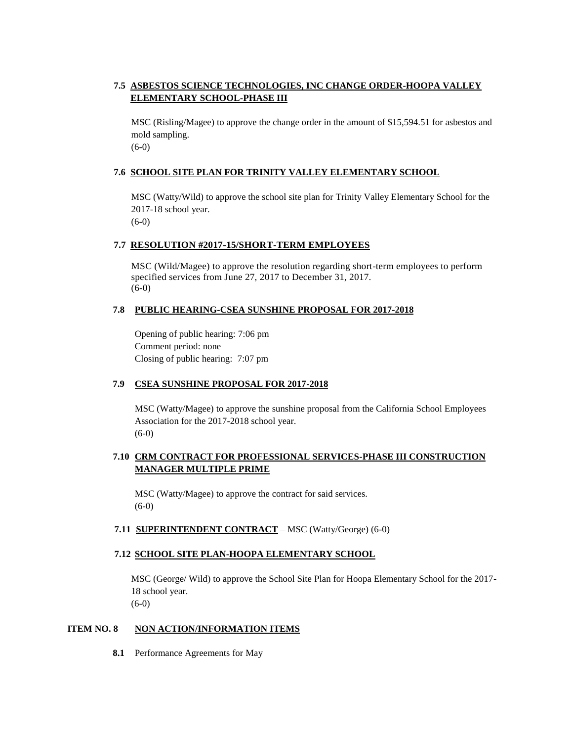**7.5 ASBESTOS SCIENCE TECHNOLOGIES, INC CHANGE ORDER-HOOPA VALLEY ELEMENTARY SCHOOL-PHASE III**

MSC (Risling/Magee) to approve the change order in the amount of $15,594.51 for asbestos and mold sampling.
(6-0)

**7.6 SCHOOL SITE PLAN FOR TRINITY VALLEY ELEMENTARY SCHOOL**

MSC (Watty/Wild) to approve the school site plan for Trinity Valley Elementary School for the 2017-18 school year.
(6-0)

**7.7 RESOLUTION #2017-15/SHORT-TERM EMPLOYEES**

MSC (Wild/Magee) to approve the resolution regarding short-term employees to perform specified services from June 27, 2017 to December 31, 2017.
(6-0)

**7.8 PUBLIC HEARING-CSEA SUNSHINE PROPOSAL FOR 2017-2018**

Opening of public hearing: 7:06 pm
Comment period: none
Closing of public hearing: 7:07 pm

**7.9 CSEA SUNSHINE PROPOSAL FOR 2017-2018**

MSC (Watty/Magee) to approve the sunshine proposal from the California School Employees Association for the 2017-2018 school year.
(6-0)

**7.10 CRM CONTRACT FOR PROFESSIONAL SERVICES-PHASE III CONSTRUCTION MANAGER MULTIPLE PRIME**

MSC (Watty/Magee) to approve the contract for said services.
(6-0)

**7.11 SUPERINTENDENT CONTRACT** – MSC (Watty/George) (6-0)

**7.12 SCHOOL SITE PLAN-HOOPA ELEMENTARY SCHOOL**

MSC (George/ Wild) to approve the School Site Plan for Hoopa Elementary School for the 2017-18 school year.
(6-0)

## ITEM NO. 8 NON ACTION/INFORMATION ITEMS

**8.1** Performance Agreements for May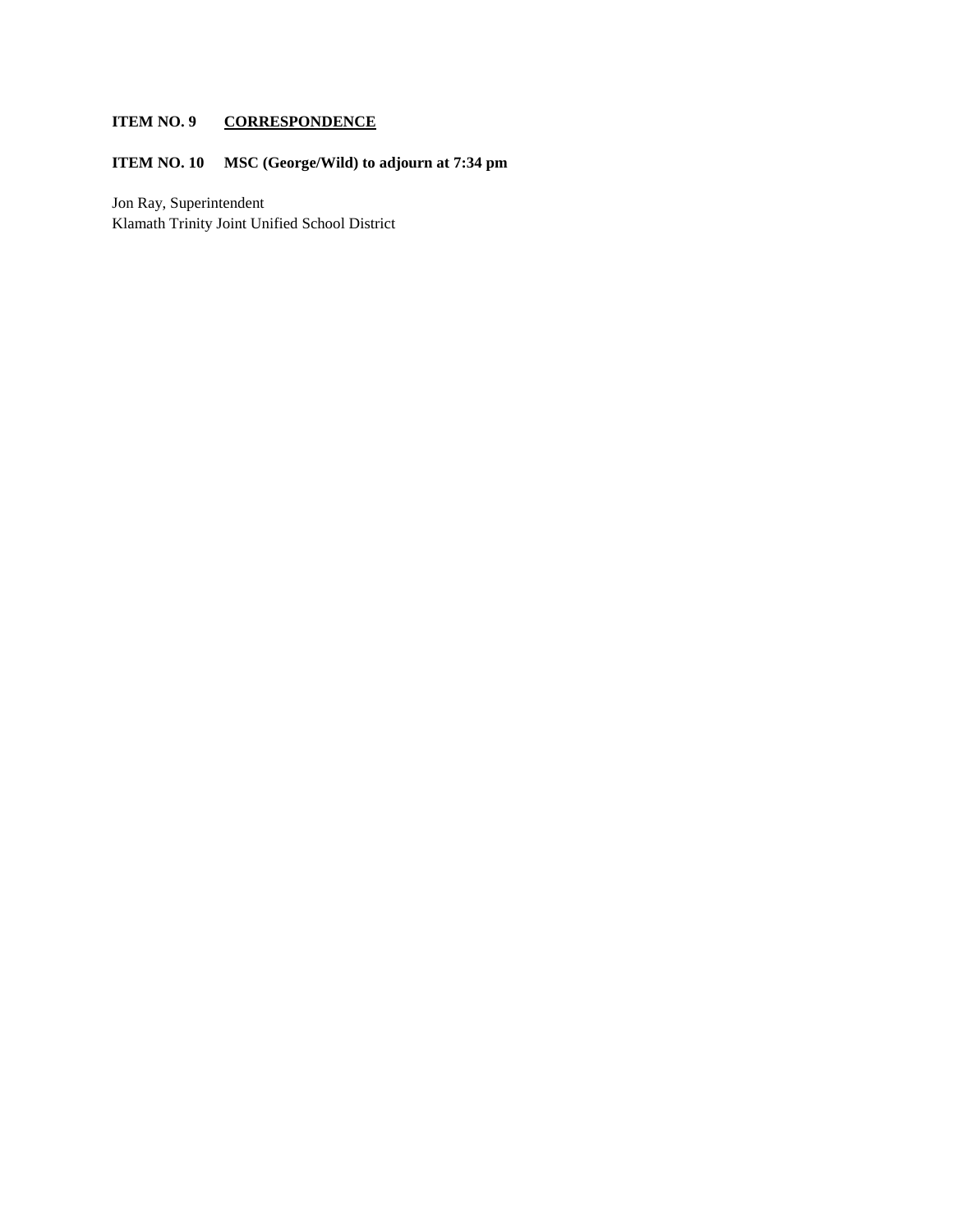**ITEM NO. 9 <u>CORRESPONDENCE</u>**

**ITEM NO. 10 MSC (George/Wild) to adjourn at 7:34 pm**

Jon Ray, Superintendent
Klamath Trinity Joint Unified School District